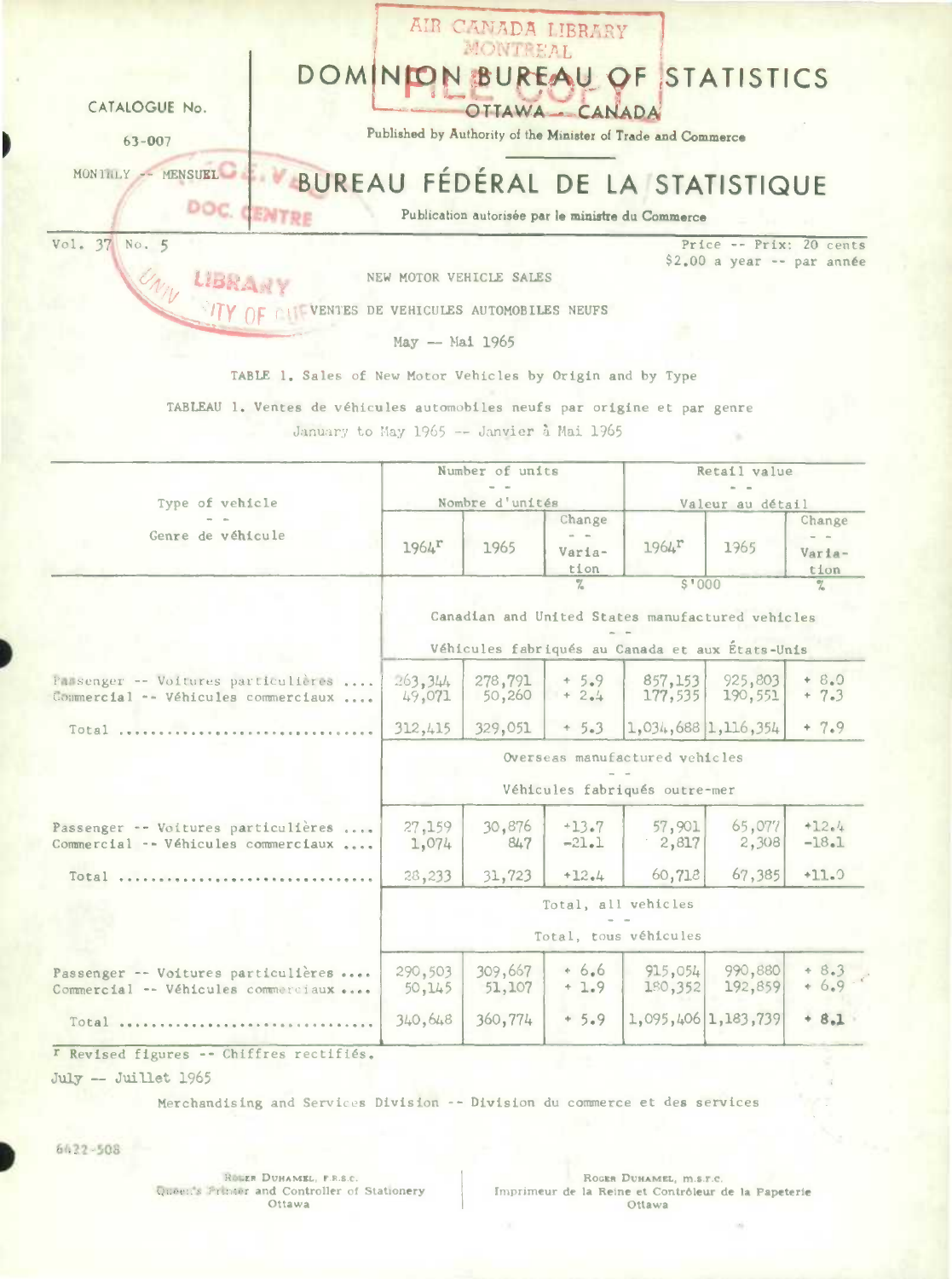CATALOGUE No.

63-007

MONTHLY -- MENSUEL

# DOMINION BUREAU OF STATISTICS

OTTAWA - CANADA

Published by Authority of the Minister of Trade and Commerce

# BUREAU FÉDÉRAL DE LA STATISTIQUE

Publication autorisée par le ministre du Commerce

Vol. 37 No. 5

Price -- Prix: 20 cents
$2.00 a year -- par année

## NEW MOTOR VEHICLE SALES

## VENTES DE VEHICULES AUTOMOBILES NEUFS

May -- Mai 1965

TABLE 1. Sales of New Motor Vehicles by Origin and by Type

TABLEAU 1. Ventes de véhicules automobiles neufs par origine et par genre

January to May 1965 -- Janvier à Mai 1965

| Type of vehicle -- Genre de véhicule | Number of units -- Nombre d'unités | | | Retail value -- Valeur au détail | | |
|---|---|---|---|---|---|---|
| | 1964r | 1965 | Change -- Variation | 1964r | 1965 | Change -- Variation |
| | | | % | $'000 | | % |
| **Canadian and United States manufactured vehicles -- Véhicules fabriqués au Canada et aux États-Unis** | | | | | | |
| Passenger -- Voitures particulières .... | 263,344 | 278,791 | + 5.9 | 857,153 | 925,803 | + 8.0 |
| Commercial -- Véhicules commerciaux .... | 49,071 | 50,260 | + 2.4 | 177,535 | 190,551 | + 7.3 |
| Total .... | 312,415 | 329,051 | + 5.3 | 1,034,688 | 1,116,354 | + 7.9 |
| **Overseas manufactured vehicles -- Véhicules fabriqués outre-mer** | | | | | | |
| Passenger -- Voitures particulières .... | 27,159 | 30,876 | +13.7 | 57,901 | 65,077 | +12.4 |
| Commercial -- Véhicules commerciaux .... | 1,074 | 847 | -21.1 | 2,817 | 2,308 | -18.1 |
| Total .... | 28,233 | 31,723 | +12.4 | 60,718 | 67,385 | +11.0 |
| **Total, all vehicles -- Total, tous véhicules** | | | | | | |
| Passenger -- Voitures particulières .... | 290,503 | 309,667 | + 6.6 | 915,054 | 990,880 | + 8.3 |
| Commercial -- Véhicules commerciaux .... | 50,145 | 51,107 | + 1.9 | 180,352 | 192,859 | + 6.9 |
| Total .... | 340,648 | 360,774 | + 5.9 | 1,095,406 | 1,183,739 | + 8.1 |

r Revised figures -- Chiffres rectifiés.

July -- Juillet 1965

Merchandising and Services Division -- Division du commerce et des services

6422-508

ROGER DUHAMEL, F.R.S.C.
Queen's Printer and Controller of Stationery
Ottawa

ROGER DUHAMEL, M.S.R.C.
Imprimeur de la Reine et Contrôleur de la Papeterie
Ottawa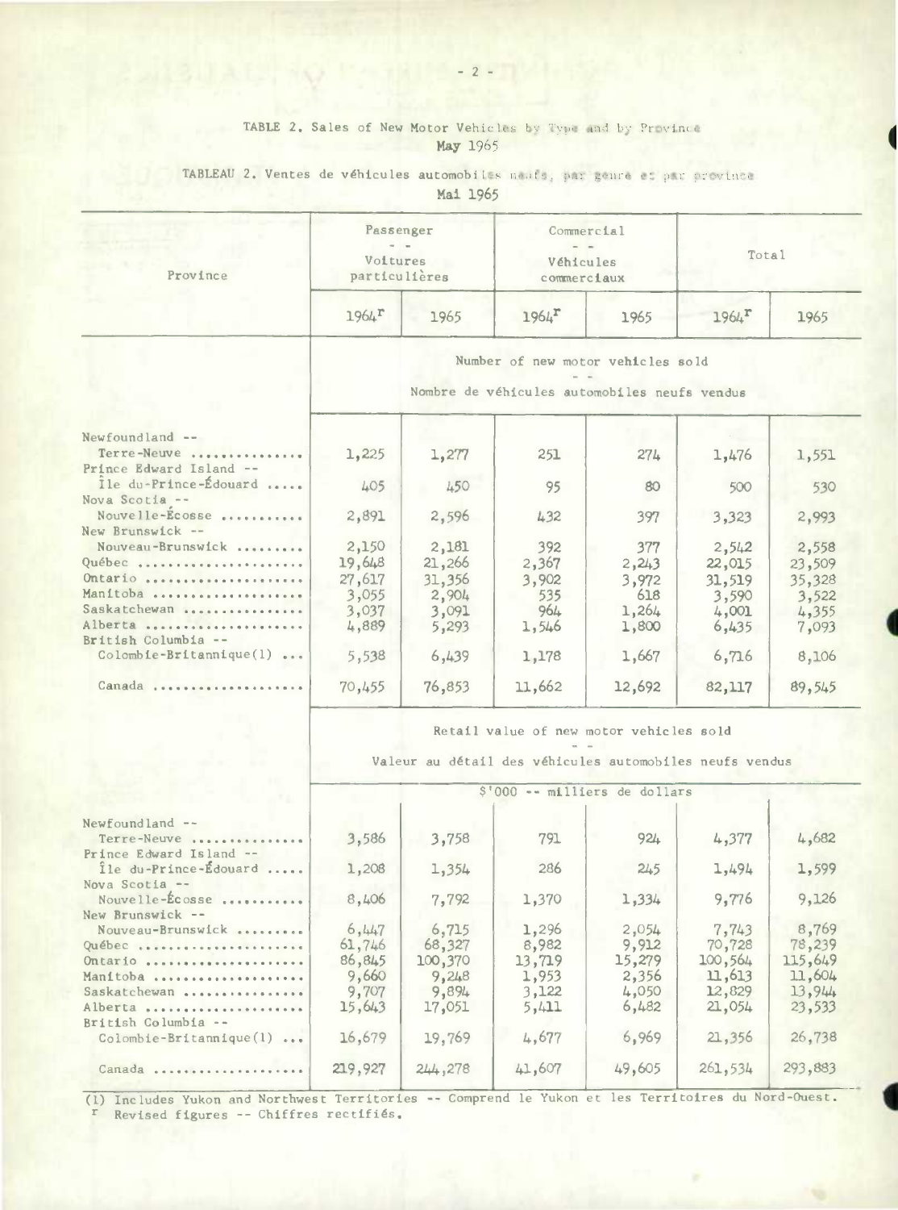TABLE 2. Sales of New Motor Vehicles by Type and by Province
May 1965

TABLEAU 2. Ventes de véhicules automobiles neufs, par genre et par province
Mai 1965

| Province | Passenger -- Voitures particulières | | Commercial -- Véhicules commerciaux | | Total | |
|---|---|---|---|---|---|---|
| | 1964[r] | 1965 | 1964[r] | 1965 | 1964[r] | 1965 |
| | Number of new motor vehicles sold -- Nombre de véhicules automobiles neufs vendus | | | | | |
| Newfoundland -- Terre-Neuve | 1,225 | 1,277 | 251 | 274 | 1,476 | 1,551 |
| Prince Edward Island -- Île du-Prince-Édouard | 405 | 450 | 95 | 80 | 500 | 530 |
| Nova Scotia -- Nouvelle-Écosse | 2,891 | 2,596 | 432 | 397 | 3,323 | 2,993 |
| New Brunswick -- Nouveau-Brunswick | 2,150 | 2,181 | 392 | 377 | 2,542 | 2,558 |
| Québec | 19,648 | 21,266 | 2,367 | 2,243 | 22,015 | 23,509 |
| Ontario | 27,617 | 31,356 | 3,902 | 3,972 | 31,519 | 35,328 |
| Manitoba | 3,055 | 2,904 | 535 | 618 | 3,590 | 3,522 |
| Saskatchewan | 3,037 | 3,091 | 964 | 1,264 | 4,001 | 4,355 |
| Alberta | 4,889 | 5,293 | 1,546 | 1,800 | 6,435 | 7,093 |
| British Columbia -- Colombie-Britannique(1) | 5,538 | 6,439 | 1,178 | 1,667 | 6,716 | 8,106 |
| Canada | 70,455 | 76,853 | 11,662 | 12,692 | 82,117 | 89,545 |
| | Retail value of new motor vehicles sold -- Valeur au détail des véhicules automobiles neufs vendus | | | | | |
| | $'000 -- milliers de dollars | | | | | |
| Newfoundland -- Terre-Neuve | 3,586 | 3,758 | 791 | 924 | 4,377 | 4,682 |
| Prince Edward Island -- Île du-Prince-Édouard | 1,208 | 1,354 | 286 | 245 | 1,494 | 1,599 |
| Nova Scotia -- Nouvelle-Écosse | 8,406 | 7,792 | 1,370 | 1,334 | 9,776 | 9,126 |
| New Brunswick -- Nouveau-Brunswick | 6,447 | 6,715 | 1,296 | 2,054 | 7,743 | 8,769 |
| Québec | 61,746 | 68,327 | 8,982 | 9,912 | 70,728 | 78,239 |
| Ontario | 86,845 | 100,370 | 13,719 | 15,279 | 100,564 | 115,649 |
| Manitoba | 9,660 | 9,248 | 1,953 | 2,356 | 11,613 | 11,604 |
| Saskatchewan | 9,707 | 9,894 | 3,122 | 4,050 | 12,829 | 13,944 |
| Alberta | 15,643 | 17,051 | 5,411 | 6,482 | 21,054 | 23,533 |
| British Columbia -- Colombie-Britannique(1) | 16,679 | 19,769 | 4,677 | 6,969 | 21,356 | 26,738 |
| Canada | 219,927 | 244,278 | 41,607 | 49,605 | 261,534 | 293,883 |

(1) Includes Yukon and Northwest Territories -- Comprend le Yukon et les Territoires du Nord-Ouest.

r Revised figures -- Chiffres rectifiés.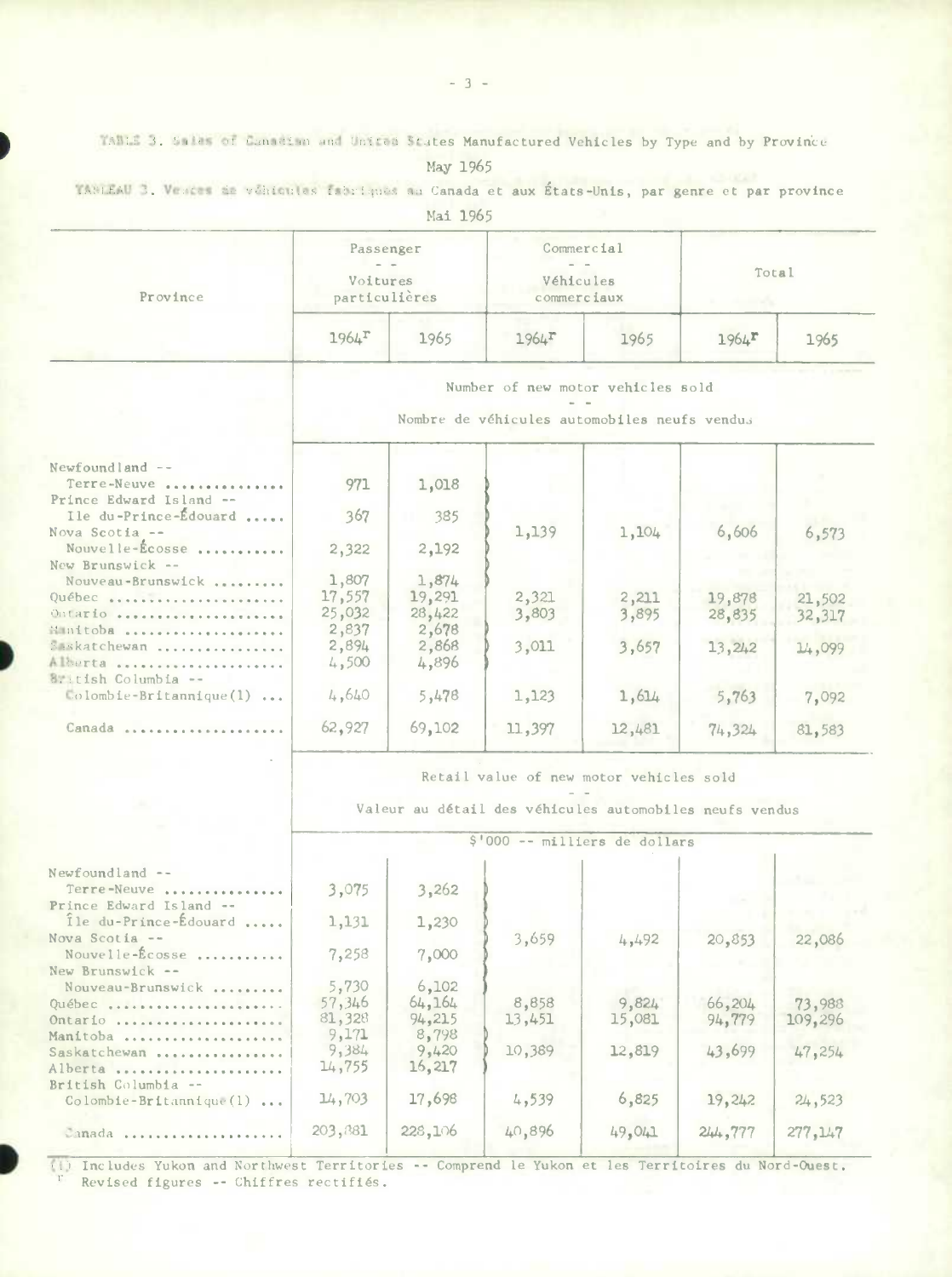TABLE 3. Sales of Canadian and United States Manufactured Vehicles by Type and by Province

May 1965

TABLEAU 3. Ventes de véhicules fabriqués au Canada et aux États-Unis, par genre et par province

Mai 1965

| Province | Passenger - - Voitures particulières | | Commercial - - Véhicules commerciaux | | Total | |
|---|---|---|---|---|---|---|
| | 1964r | 1965 | 1964r | 1965 | 1964r | 1965 |
| | Number of new motor vehicles sold - - Nombre de véhicules automobiles neufs vendus | | | | | |
| Newfoundland -- Terre-Neuve | 971 | 1,018 | | | | |
| Prince Edward Island -- Île du-Prince-Édouard | 367 | 385 | | | | |
| Nova Scotia -- Nouvelle-Écosse | 2,322 | 2,192 | 1,139 | 1,104 | 6,606 | 6,573 |
| New Brunswick -- Nouveau-Brunswick | 1,807 | 1,874 | | | | |
| Québec | 17,557 | 19,291 | 2,321 | 2,211 | 19,878 | 21,502 |
| Ontario | 25,032 | 28,422 | 3,803 | 3,895 | 28,835 | 32,317 |
| Manitoba | 2,837 | 2,678 | | | | |
| Saskatchewan | 2,894 | 2,868 | 3,011 | 3,657 | 13,242 | 14,099 |
| Alberta | 4,500 | 4,896 | | | | |
| British Columbia -- Colombie-Britannique(1) | 4,640 | 5,478 | 1,123 | 1,614 | 5,763 | 7,092 |
| Canada | 62,927 | 69,102 | 11,397 | 12,481 | 74,324 | 81,583 |
| | Retail value of new motor vehicles sold - - Valeur au détail des véhicules automobiles neufs vendus | | | | | |
| | $'000 -- milliers de dollars | | | | | |
| Newfoundland -- Terre-Neuve | 3,075 | 3,262 | | | | |
| Prince Edward Island -- Île du-Prince-Édouard | 1,131 | 1,230 | | | | |
| Nova Scotia -- Nouvelle-Écosse | 7,258 | 7,000 | 3,659 | 4,492 | 20,853 | 22,086 |
| New Brunswick -- Nouveau-Brunswick | 5,730 | 6,102 | | | | |
| Québec | 57,346 | 64,164 | 8,858 | 9,824 | 66,204 | 73,988 |
| Ontario | 81,328 | 94,215 | 13,451 | 15,081 | 94,779 | 109,296 |
| Manitoba | 9,171 | 8,798 | | | | |
| Saskatchewan | 9,384 | 9,420 | 10,389 | 12,819 | 43,699 | 47,254 |
| Alberta | 14,755 | 16,217 | | | | |
| British Columbia -- Colombie-Britannique(1) | 14,703 | 17,698 | 4,539 | 6,825 | 19,242 | 24,523 |
| Canada | 203,881 | 228,106 | 40,896 | 49,041 | 244,777 | 277,147 |

(1) Includes Yukon and Northwest Territories -- Comprend le Yukon et les Territoires du Nord-Ouest.

r Revised figures -- Chiffres rectifiés.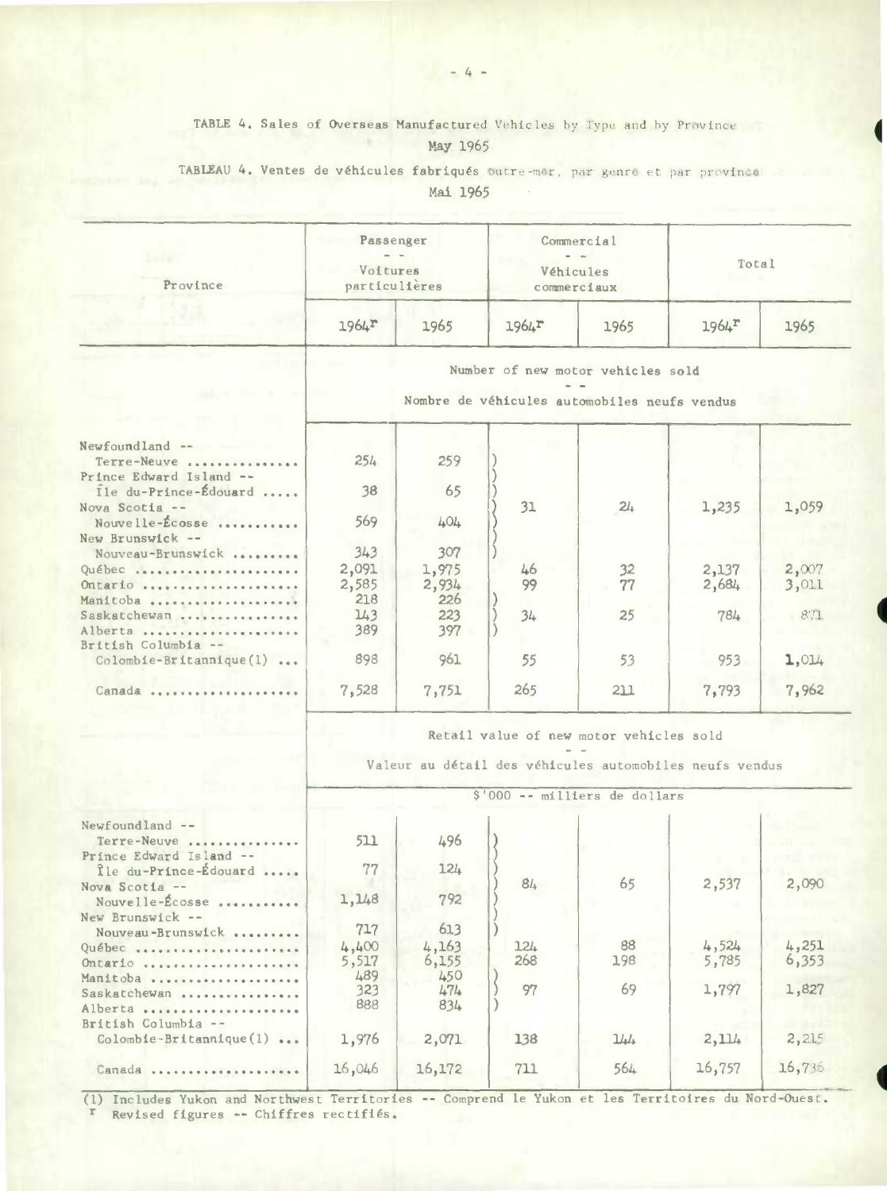TABLE 4. Sales of Overseas Manufactured Vehicles by Type and by Province
May 1965

TABLEAU 4. Ventes de véhicules fabriqués outre-mer, par genre et par province
Mai 1965

| Province | Passenger -- Voitures particulières | | Commercial -- Véhicules commerciaux | | Total | |
|---|---|---|---|---|---|---|
| | 1964r | 1965 | 1964r | 1965 | 1964r | 1965 |
| | **Number of new motor vehicles sold -- Nombre de véhicules automobiles neufs vendus** | | | | | |
| Newfoundland -- Terre-Neuve | 254 | 259 | 31 | 24 | 1,235 | 1,059 |
| Prince Edward Island -- Île du-Prince-Édouard | 38 | 65 | | | | |
| Nova Scotia -- Nouvelle-Écosse | 569 | 404 | | | | |
| New Brunswick -- Nouveau-Brunswick | 343 | 307 | | | | |
| Québec | 2,091 | 1,975 | 46 | 32 | 2,137 | 2,007 |
| Ontario | 2,585 | 2,934 | 99 | 77 | 2,684 | 3,011 |
| Manitoba | 218 | 226 | 34 | 25 | 784 | 871 |
| Saskatchewan | 143 | 223 | | | | |
| Alberta | 389 | 397 | | | | |
| British Columbia -- Colombie-Britannique(1) | 898 | 961 | 55 | 53 | 953 | 1,014 |
| Canada | 7,528 | 7,751 | 265 | 211 | 7,793 | 7,962 |
| | **Retail value of new motor vehicles sold -- Valeur au détail des véhicules automobiles neufs vendus** | | | | | |
| | $'000 -- milliers de dollars | | | | | |
| Newfoundland -- Terre-Neuve | 511 | 496 | 84 | 65 | 2,537 | 2,090 |
| Prince Edward Island -- Île du-Prince-Édouard | 77 | 124 | | | | |
| Nova Scotia -- Nouvelle-Écosse | 1,148 | 792 | | | | |
| New Brunswick -- Nouveau-Brunswick | 717 | 613 | | | | |
| Québec | 4,400 | 4,163 | 124 | 88 | 4,524 | 4,251 |
| Ontario | 5,517 | 6,155 | 268 | 198 | 5,785 | 6,353 |
| Manitoba | 489 | 450 | 97 | 69 | 1,797 | 1,827 |
| Saskatchewan | 323 | 474 | | | | |
| Alberta | 888 | 834 | | | | |
| British Columbia -- Colombie-Britannique(1) | 1,976 | 2,071 | 138 | 144 | 2,114 | 2,215 |
| Canada | 16,046 | 16,172 | 711 | 564 | 16,757 | 16,736 |

(1) Includes Yukon and Northwest Territories -- Comprend le Yukon et les Territoires du Nord-Ouest.
r Revised figures -- Chiffres rectifiés.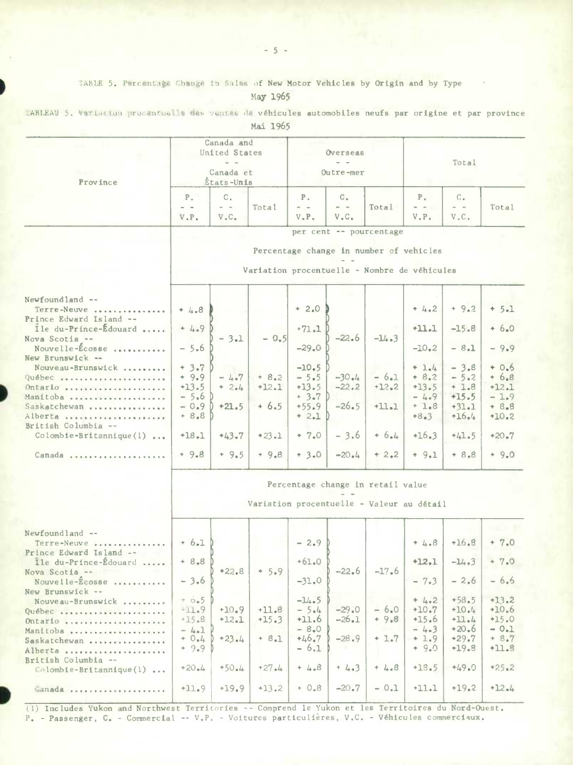TABLE 5. Percentage Change in Sales of New Motor Vehicles by Origin and by Type

May 1965

TABLEAU 5. Variation procentuelle des ventes de véhicules automobiles neufs par origine et par province

Mai 1965

| Province | Canada and United States -- Canada et États-Unis | | | Overseas -- Outre-mer | | | Total | | |
|---|---|---|---|---|---|---|---|---|---|
| | P. -- V.P. | C. -- V.C. | Total | P. -- V.P. | C. -- V.C. | Total | P. -- V.P. | C. -- V.C. | Total |
| | per cent -- pourcentage | | | | | | | | |
| | Percentage change in number of vehicles -- Variation procentuelle - Nombre de véhicules | | | | | | | | |
| Newfoundland -- Terre-Neuve | + 4.8 | - 3.1 | - 0.5 | + 2.0 | -22.6 | -14.3 | + 4.2 | + 9.2 | + 5.1 |
| Prince Edward Island -- Île du-Prince-Édouard | + 4.9 | | | +71.1 | | | +11.1 | -15.8 | + 6.0 |
| Nova Scotia -- Nouvelle-Écosse | - 5.6 | | | -29.0 | | | -10.2 | - 8.1 | - 9.9 |
| New Brunswick -- Nouveau-Brunswick | + 3.7 | | | -10.5 | | | + 1.4 | - 3.8 | + 0.6 |
| Québec | + 9.9 | - 4.7 | + 8.2 | - 5.5 | -30.4 | - 6.1 | + 8.2 | - 5.2 | + 6.8 |
| Ontario | +13.5 | + 2.4 | +12.1 | +13.5 | -22.2 | +12.2 | +13.5 | + 1.8 | +12.1 |
| Manitoba | - 5.6 | +21.5 | + 6.5 | + 3.7 | -26.5 | +11.1 | - 4.9 | +15.5 | - 1.9 |
| Saskatchewan | - 0.9 | | | +55.9 | | | + 1.8 | +31.1 | + 8.8 |
| Alberta | + 8.8 | | | + 2.1 | | | +8.3 | +16.4 | +10.2 |
| British Columbia -- Colombie-Britannique(1) | +18.1 | +43.7 | +23.1 | + 7.0 | - 3.6 | + 6.4 | +16.3 | +41.5 | +20.7 |
| Canada | + 9.8 | + 9.5 | + 9.8 | + 3.0 | -20.4 | + 2.2 | + 9.1 | + 8.8 | + 9.0 |
| | Percentage change in retail value -- Variation procentuelle - Valeur au détail | | | | | | | | |
| Newfoundland -- Terre-Neuve | + 6.1 | +22.8 | + 5.9 | - 2.9 | -22.6 | -17.6 | + 4.8 | +16.8 | + 7.0 |
| Prince Edward Island -- Île du-Prince-Édouard | + 8.8 | | | +61.0 | | | +12.1 | -14.3 | + 7.0 |
| Nova Scotia -- Nouvelle-Écosse | - 3.6 | | | -31.0 | | | - 7.3 | - 2.6 | - 6.6 |
| New Brunswick -- Nouveau-Brunswick | + 0.5 | | | -14.5 | | | + 4.2 | +58.5 | +13.2 |
| Québec | +11.9 | +10.9 | +11.8 | - 5.4 | -29.0 | - 6.0 | +10.7 | +10.4 | +10.6 |
| Ontario | +15.8 | +12.1 | +15.3 | +11.6 | -26.1 | + 9.8 | +15.6 | +11.4 | +15.0 |
| Manitoba | - 4.1 | +23.4 | + 8.1 | - 8.0 | -28.9 | + 1.7 | - 4.3 | +20.6 | - 0.1 |
| Saskatchewan | + 0.4 | | | +46.7 | | | + 1.9 | +29.7 | + 8.7 |
| Alberta | + 9.9 | | | - 6.1 | | | + 9.0 | +19.8 | +11.8 |
| British Columbia -- Colombie-Britannique(1) | +20.4 | +50.4 | +27.4 | + 4.8 | + 4.3 | + 4.8 | +18.5 | +49.0 | +25.2 |
| Canada | +11.9 | +19.9 | +13.2 | + 0.8 | -20.7 | - 0.1 | +11.1 | +19.2 | +12.4 |

(1) Includes Yukon and Northwest Territories -- Comprend le Yukon et les Territoires du Nord-Ouest.

P. - Passenger, C. - Commercial -- V.P. - Voitures particulières, V.C. - Véhicules commerciaux.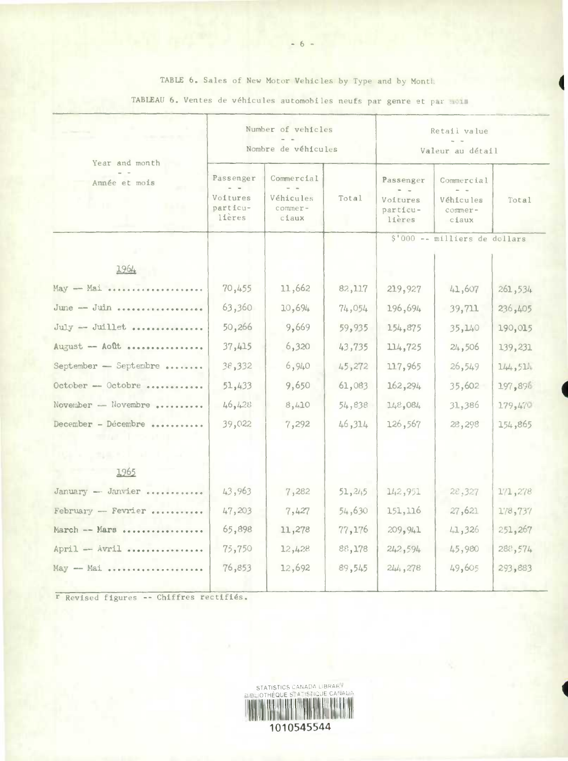TABLE 6. Sales of New Motor Vehicles by Type and by Month

TABLEAU 6. Ventes de véhicules automobiles neufs par genre et par mois

| Year and month - - Année et mois | Number of vehicles - - Nombre de véhicules | | | Retail value - - Valeur au détail | | |
|---|---|---|---|---|---|---|
| | Passenger - - Voitures particulières | Commercial - - Véhicules commerciaux | Total | Passenger - - Voitures particulières | Commercial - - Véhicules commerciaux | Total |
| | | | | $'000 -- milliers de dollars | | |
| **1964** | | | | | | |
| May -- Mai | 70,455 | 11,662 | 82,117 | 219,927 | 41,607 | 261,534 |
| June -- Juin | 63,360 | 10,694 | 74,054 | 196,694 | 39,711 | 236,405 |
| July -- Juillet | 50,266 | 9,669 | 59,935 | 154,875 | 35,140 | 190,015 |
| August -- Août | 37,415 | 6,320 | 43,735 | 114,725 | 24,506 | 139,231 |
| September -- Septembre | 38,332 | 6,940 | 45,272 | 117,965 | 26,549 | 144,514 |
| October -- Octobre | 51,433 | 9,650 | 61,083 | 162,294 | 35,602 | 197,896 |
| November -- Novembre | 46,428 | 8,410 | 54,838 | 148,084 | 31,386 | 179,470 |
| December -- Décembre | 39,022 | 7,292 | 46,314 | 126,567 | 28,298 | 154,865 |
| **1965** | | | | | | |
| January -- Janvier | 43,963 | 7,282 | 51,245 | 142,951 | 28,327 | 171,278 |
| February -- Fevrier | 47,203 | 7,427 | 54,630 | 151,116 | 27,621 | 178,737 |
| March -- Mars | 65,898 | 11,278 | 77,176 | 209,941 | 41,326 | 251,267 |
| April -- Avril | 75,750 | 12,428 | 88,178 | 242,594 | 45,980 | 288,574 |
| May -- Mai | 76,853 | 12,692 | 89,545 | 244,278 | 49,605 | 293,883 |

r Revised figures -- Chiffres rectifiés.

STATISTICS CANADA LIBRARY
BIBLIOTHÈQUE STATISTIQUE CANADA

1010545544